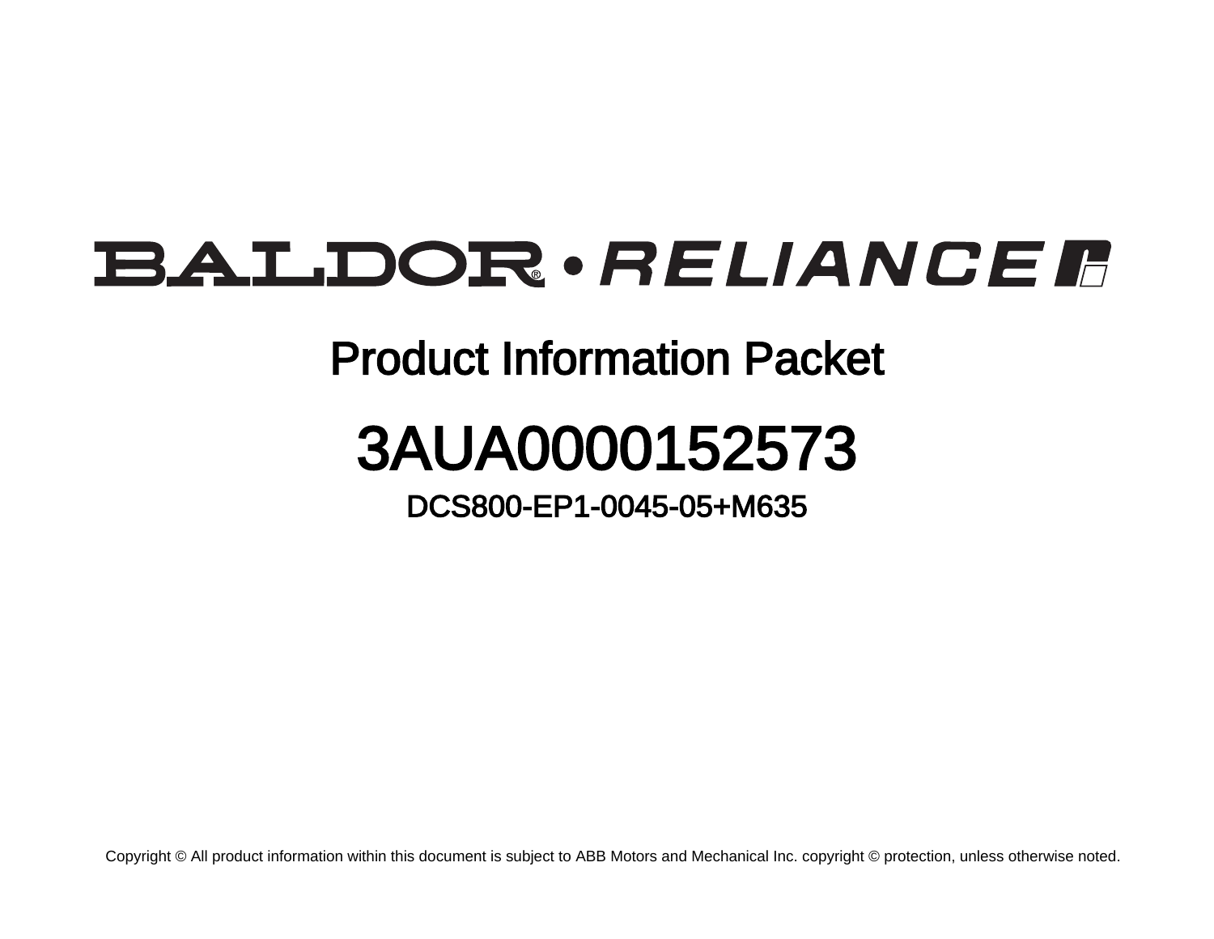# BALDOR • RELIANCE

## Product Information Packet

# 3AUA0000152573

### DCS800-EP1-0045-05+M635

Copyright © All product information within this document is subject to ABB Motors and Mechanical Inc. copyright © protection, unless otherwise noted.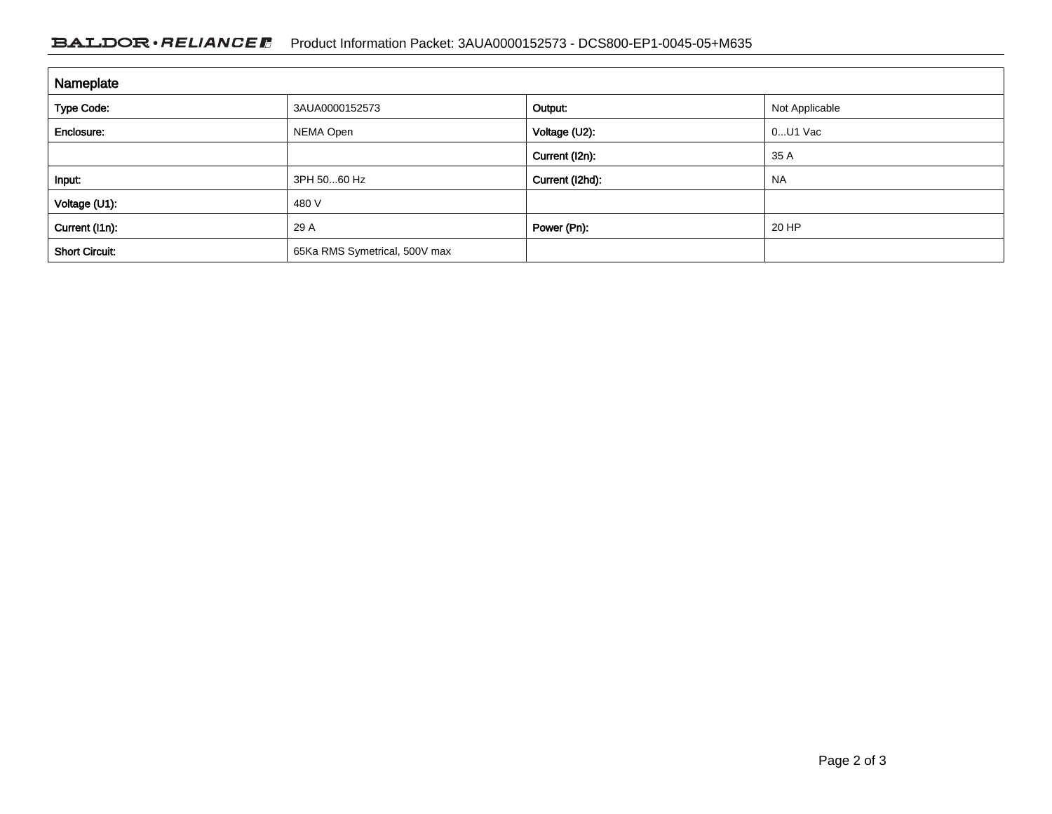## Nameplate

| | | | |
|---|---|---|---|
| **Type Code:** | 3AUA0000152573 | **Output:** | Not Applicable |
| **Enclosure:** | NEMA Open | **Voltage (U2):** | 0...U1 Vac |
| | | **Current (I2n):** | 35 A |
| **Input:** | 3PH 50...60 Hz | **Current (I2hd):** | NA |
| **Voltage (U1):** | 480 V | | |
| **Current (I1n):** | 29 A | **Power (Pn):** | 20 HP |
| **Short Circuit:** | 65Ka RMS Symetrical, 500V max | | |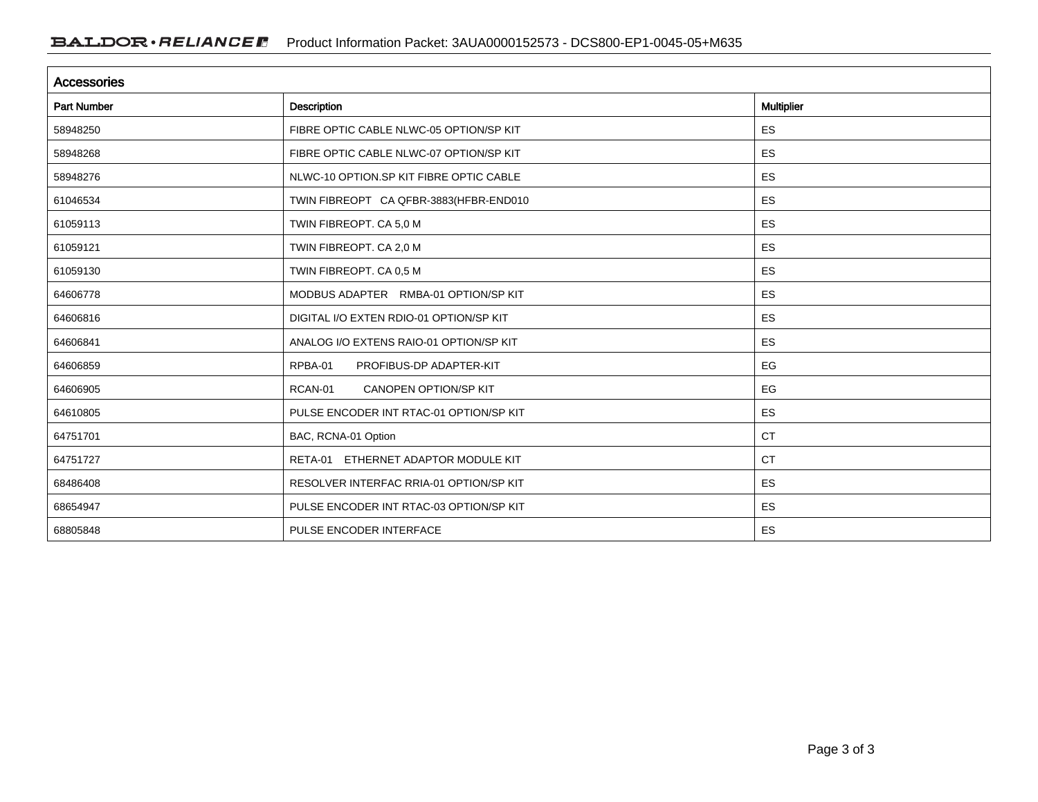## Accessories

| Part Number | Description | Multiplier |
| --- | --- | --- |
| 58948250 | FIBRE OPTIC CABLE NLWC-05 OPTION/SP KIT | ES |
| 58948268 | FIBRE OPTIC CABLE NLWC-07 OPTION/SP KIT | ES |
| 58948276 | NLWC-10 OPTION.SP KIT FIBRE OPTIC CABLE | ES |
| 61046534 | TWIN FIBREOPT CA QFBR-3883(HFBR-END010 | ES |
| 61059113 | TWIN FIBREOPT. CA 5,0 M | ES |
| 61059121 | TWIN FIBREOPT. CA 2,0 M | ES |
| 61059130 | TWIN FIBREOPT. CA 0,5 M | ES |
| 64606778 | MODBUS ADAPTER RMBA-01 OPTION/SP KIT | ES |
| 64606816 | DIGITAL I/O EXTEN RDIO-01 OPTION/SP KIT | ES |
| 64606841 | ANALOG I/O EXTENS RAIO-01 OPTION/SP KIT | ES |
| 64606859 | RPBA-01 PROFIBUS-DP ADAPTER-KIT | EG |
| 64606905 | RCAN-01 CANOPEN OPTION/SP KIT | EG |
| 64610805 | PULSE ENCODER INT RTAC-01 OPTION/SP KIT | ES |
| 64751701 | BAC, RCNA-01 Option | CT |
| 64751727 | RETA-01 ETHERNET ADAPTOR MODULE KIT | CT |
| 68486408 | RESOLVER INTERFAC RRIA-01 OPTION/SP KIT | ES |
| 68654947 | PULSE ENCODER INT RTAC-03 OPTION/SP KIT | ES |
| 68805848 | PULSE ENCODER INTERFACE | ES |